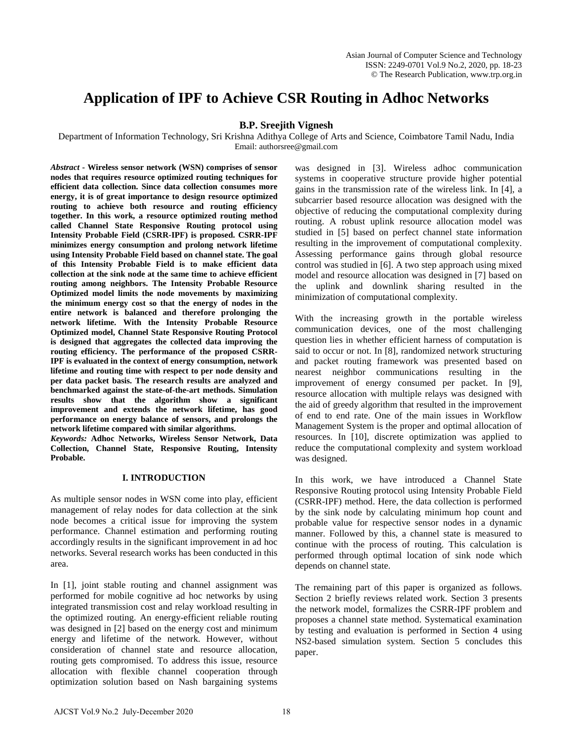# Application of IPF to Achieve CSR Routing in Adhoc Networks

**B.P. Sreejith Vignesh**

Department of Information Technology, Sri Krishna Adithya College of Arts and Science, Coimbatore Tamil Nadu, India
Email: authorsree@gmail.com

***Abstract*** **- Wireless sensor network (WSN) comprises of sensor nodes that requires resource optimized routing techniques for efficient data collection. Since data collection consumes more energy, it is of great importance to design resource optimized routing to achieve both resource and routing efficiency together. In this work, a resource optimized routing method called Channel State Responsive Routing protocol using Intensity Probable Field (CSRR-IPF) is proposed. CSRR-IPF minimizes energy consumption and prolong network lifetime using Intensity Probable Field based on channel state. The goal of this Intensity Probable Field is to make efficient data collection at the sink node at the same time to achieve efficient routing among neighbors. The Intensity Probable Resource Optimized model limits the node movements by maximizing the minimum energy cost so that the energy of nodes in the entire network is balanced and therefore prolonging the network lifetime. With the Intensity Probable Resource Optimized model, Channel State Responsive Routing Protocol is designed that aggregates the collected data improving the routing efficiency. The performance of the proposed CSRR-IPF is evaluated in the context of energy consumption, network lifetime and routing time with respect to per node density and per data packet basis. The research results are analyzed and benchmarked against the state-of-the-art methods. Simulation results show that the algorithm show a significant improvement and extends the network lifetime, has good performance on energy balance of sensors, and prolongs the network lifetime compared with similar algorithms.**

***Keywords:*** **Adhoc Networks, Wireless Sensor Network, Data Collection, Channel State, Responsive Routing, Intensity Probable.**

## I. INTRODUCTION

As multiple sensor nodes in WSN come into play, efficient management of relay nodes for data collection at the sink node becomes a critical issue for improving the system performance. Channel estimation and performing routing accordingly results in the significant improvement in ad hoc networks. Several research works has been conducted in this area.

In [1], joint stable routing and channel assignment was performed for mobile cognitive ad hoc networks by using integrated transmission cost and relay workload resulting in the optimized routing. An energy-efficient reliable routing was designed in [2] based on the energy cost and minimum energy and lifetime of the network. However, without consideration of channel state and resource allocation, routing gets compromised. To address this issue, resource allocation with flexible channel cooperation through optimization solution based on Nash bargaining systems was designed in [3]. Wireless adhoc communication systems in cooperative structure provide higher potential gains in the transmission rate of the wireless link. In [4], a subcarrier based resource allocation was designed with the objective of reducing the computational complexity during routing. A robust uplink resource allocation model was studied in [5] based on perfect channel state information resulting in the improvement of computational complexity. Assessing performance gains through global resource control was studied in [6]. A two step approach using mixed model and resource allocation was designed in [7] based on the uplink and downlink sharing resulted in the minimization of computational complexity.

With the increasing growth in the portable wireless communication devices, one of the most challenging question lies in whether efficient harness of computation is said to occur or not. In [8], randomized network structuring and packet routing framework was presented based on nearest neighbor communications resulting in the improvement of energy consumed per packet. In [9], resource allocation with multiple relays was designed with the aid of greedy algorithm that resulted in the improvement of end to end rate. One of the main issues in Workflow Management System is the proper and optimal allocation of resources. In [10], discrete optimization was applied to reduce the computational complexity and system workload was designed.

In this work, we have introduced a Channel State Responsive Routing protocol using Intensity Probable Field (CSRR-IPF) method. Here, the data collection is performed by the sink node by calculating minimum hop count and probable value for respective sensor nodes in a dynamic manner. Followed by this, a channel state is measured to continue with the process of routing. This calculation is performed through optimal location of sink node which depends on channel state.

The remaining part of this paper is organized as follows. Section 2 briefly reviews related work. Section 3 presents the network model, formalizes the CSRR-IPF problem and proposes a channel state method. Systematical examination by testing and evaluation is performed in Section 4 using NS2-based simulation system. Section 5 concludes this paper.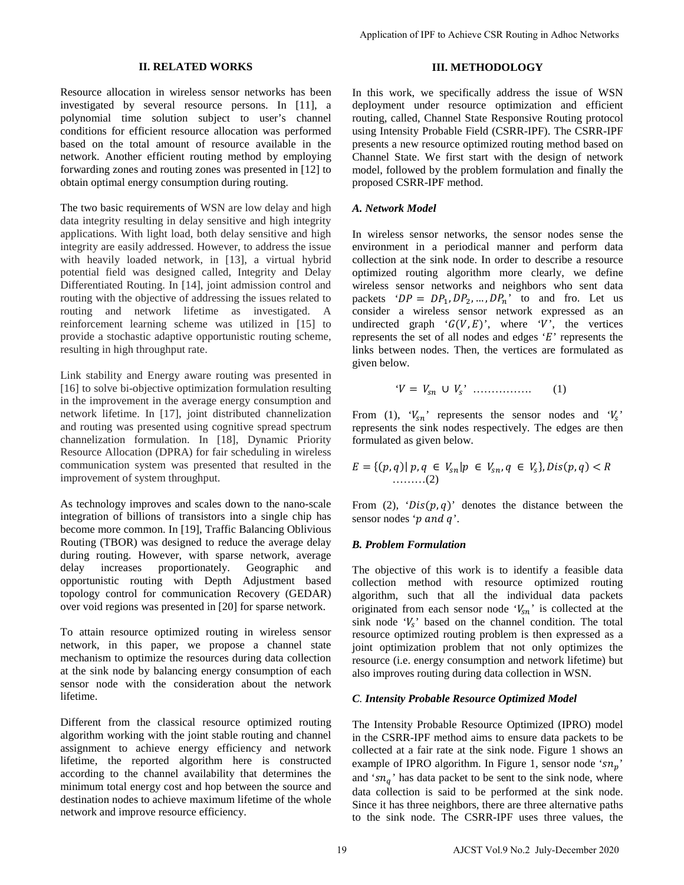## II. RELATED WORKS

Resource allocation in wireless sensor networks has been investigated by several resource persons. In [11], a polynomial time solution subject to user's channel conditions for efficient resource allocation was performed based on the total amount of resource available in the network. Another efficient routing method by employing forwarding zones and routing zones was presented in [12] to obtain optimal energy consumption during routing.

The two basic requirements of WSN are low delay and high data integrity resulting in delay sensitive and high integrity applications. With light load, both delay sensitive and high integrity are easily addressed. However, to address the issue with heavily loaded network, in [13], a virtual hybrid potential field was designed called, Integrity and Delay Differentiated Routing. In [14], joint admission control and routing with the objective of addressing the issues related to routing and network lifetime as investigated. A reinforcement learning scheme was utilized in [15] to provide a stochastic adaptive opportunistic routing scheme, resulting in high throughput rate.

Link stability and Energy aware routing was presented in [16] to solve bi-objective optimization formulation resulting in the improvement in the average energy consumption and network lifetime. In [17], joint distributed channelization and routing was presented using cognitive spread spectrum channelization formulation. In [18], Dynamic Priority Resource Allocation (DPRA) for fair scheduling in wireless communication system was presented that resulted in the improvement of system throughput.

As technology improves and scales down to the nano-scale integration of billions of transistors into a single chip has become more common. In [19], Traffic Balancing Oblivious Routing (TBOR) was designed to reduce the average delay during routing. However, with sparse network, average delay increases proportionately. Geographic and opportunistic routing with Depth Adjustment based topology control for communication Recovery (GEDAR) over void regions was presented in [20] for sparse network.

To attain resource optimized routing in wireless sensor network, in this paper, we propose a channel state mechanism to optimize the resources during data collection at the sink node by balancing energy consumption of each sensor node with the consideration about the network lifetime.

Different from the classical resource optimized routing algorithm working with the joint stable routing and channel assignment to achieve energy efficiency and network lifetime, the reported algorithm here is constructed according to the channel availability that determines the minimum total energy cost and hop between the source and destination nodes to achieve maximum lifetime of the whole network and improve resource efficiency.

## III. METHODOLOGY

In this work, we specifically address the issue of WSN deployment under resource optimization and efficient routing, called, Channel State Responsive Routing protocol using Intensity Probable Field (CSRR-IPF). The CSRR-IPF presents a new resource optimized routing method based on Channel State. We first start with the design of network model, followed by the problem formulation and finally the proposed CSRR-IPF method.

### *A. Network Model*

In wireless sensor networks, the sensor nodes sense the environment in a periodical manner and perform data collection at the sink node. In order to describe a resource optimized routing algorithm more clearly, we define wireless sensor networks and neighbors who sent data packets '$DP = DP_1, DP_2, \ldots, DP_n$' to and fro. Let us consider a wireless sensor network expressed as an undirected graph '$G(V, E)$', where '$V$', the vertices represents the set of all nodes and edges '$E$' represents the links between nodes. Then, the vertices are formulated as given below.

$$V = V_{sn} \cup V_s \quad \ldots\ldots\ldots\ldots\ldots \quad (1)$$

From (1), '$V_{sn}$' represents the sensor nodes and '$V_s$' represents the sink nodes respectively. The edges are then formulated as given below.

$$E = \{(p, q) | \, p, q \in V_{sn} | p \in V_{sn}, q \in V_s\}, Dis(p, q) < R \quad \ldots\ldots\ldots(2)$$

From (2), '$Dis(p, q)$' denotes the distance between the sensor nodes '$p$ and $q$'.

### *B. Problem Formulation*

The objective of this work is to identify a feasible data collection method with resource optimized routing algorithm, such that all the individual data packets originated from each sensor node '$V_{sn}$' is collected at the sink node '$V_s$' based on the channel condition. The total resource optimized routing problem is then expressed as a joint optimization problem that not only optimizes the resource (i.e. energy consumption and network lifetime) but also improves routing during data collection in WSN.

### *C. Intensity Probable Resource Optimized Model*

The Intensity Probable Resource Optimized (IPRO) model in the CSRR-IPF method aims to ensure data packets to be collected at a fair rate at the sink node. Figure 1 shows an example of IPRO algorithm. In Figure 1, sensor node '$sn_p$' and '$sn_q$' has data packet to be sent to the sink node, where data collection is said to be performed at the sink node. Since it has three neighbors, there are three alternative paths to the sink node. The CSRR-IPF uses three values, the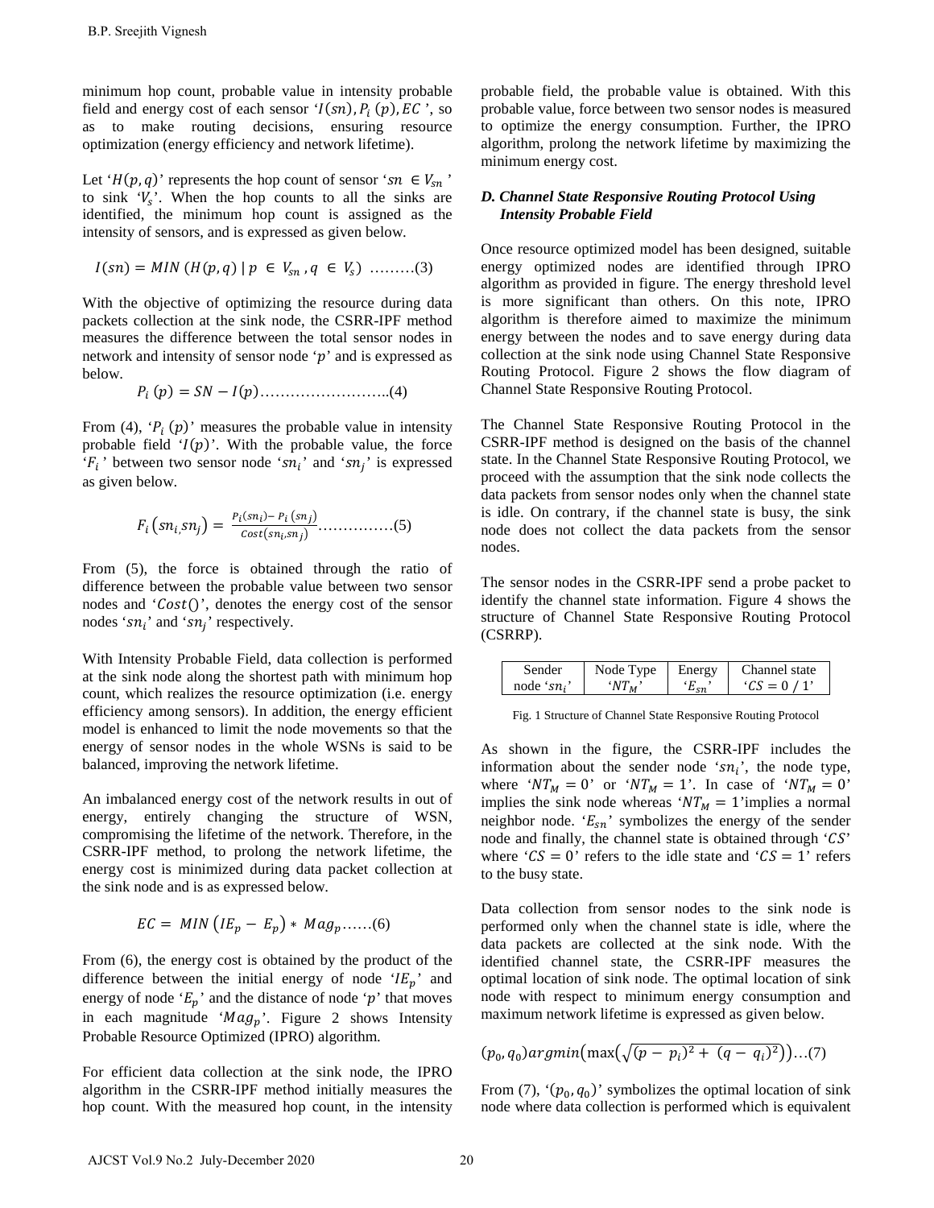minimum hop count, probable value in intensity probable field and energy cost of each sensor '$I(sn), P_i(p), EC$', so as to make routing decisions, ensuring resource optimization (energy efficiency and network lifetime).

Let '$H(p,q)$' represents the hop count of sensor '$sn \in V_{sn}$' to sink '$V_s$'. When the hop counts to all the sinks are identified, the minimum hop count is assigned as the intensity of sensors, and is expressed as given below.

$$I(sn) = MIN\ (H(p,q) \mid p \in V_{sn}, q \in V_s) \ \ldots\ldots\ldots(3)$$

With the objective of optimizing the resource during data packets collection at the sink node, the CSRR-IPF method measures the difference between the total sensor nodes in network and intensity of sensor node '$p$' and is expressed as below.

$$P_i(p) = SN - I(p) \ldots\ldots\ldots\ldots\ldots\ldots\ldots\ldots..(4)$$

From (4), '$P_i(p)$' measures the probable value in intensity probable field '$I(p)$'. With the probable value, the force '$F_i$' between two sensor node '$sn_i$' and '$sn_j$' is expressed as given below.

$$F_i(sn_i, sn_j) = \frac{P_i(sn_i) - P_i(sn_j)}{Cost(sn_i, sn_j)} \ldots\ldots\ldots\ldots\ldots(5)$$

From (5), the force is obtained through the ratio of difference between the probable value between two sensor nodes and '$Cost()$', denotes the energy cost of the sensor nodes '$sn_i$' and '$sn_j$' respectively.

With Intensity Probable Field, data collection is performed at the sink node along the shortest path with minimum hop count, which realizes the resource optimization (i.e. energy efficiency among sensors). In addition, the energy efficient model is enhanced to limit the node movements so that the energy of sensor nodes in the whole WSNs is said to be balanced, improving the network lifetime.

An imbalanced energy cost of the network results in out of energy, entirely changing the structure of WSN, compromising the lifetime of the network. Therefore, in the CSRR-IPF method, to prolong the network lifetime, the energy cost is minimized during data packet collection at the sink node and is as expressed below.

$$EC = MIN\left(IE_p - E_p\right) * Mag_p \ldots\ldots(6)$$

From (6), the energy cost is obtained by the product of the difference between the initial energy of node '$IE_p$' and energy of node '$E_p$' and the distance of node '$p$' that moves in each magnitude '$Mag_p$'. Figure 2 shows Intensity Probable Resource Optimized (IPRO) algorithm.

For efficient data collection at the sink node, the IPRO algorithm in the CSRR-IPF method initially measures the hop count. With the measured hop count, in the intensity probable field, the probable value is obtained. With this probable value, force between two sensor nodes is measured to optimize the energy consumption. Further, the IPRO algorithm, prolong the network lifetime by maximizing the minimum energy cost.

### *D. Channel State Responsive Routing Protocol Using Intensity Probable Field*

Once resource optimized model has been designed, suitable energy optimized nodes are identified through IPRO algorithm as provided in figure. The energy threshold level is more significant than others. On this note, IPRO algorithm is therefore aimed to maximize the minimum energy between the nodes and to save energy during data collection at the sink node using Channel State Responsive Routing Protocol. Figure 2 shows the flow diagram of Channel State Responsive Routing Protocol.

The Channel State Responsive Routing Protocol in the CSRR-IPF method is designed on the basis of the channel state. In the Channel State Responsive Routing Protocol, we proceed with the assumption that the sink node collects the data packets from sensor nodes only when the channel state is idle. On contrary, if the channel state is busy, the sink node does not collect the data packets from the sensor nodes.

The sensor nodes in the CSRR-IPF send a probe packet to identify the channel state information. Figure 4 shows the structure of Channel State Responsive Routing Protocol (CSRRP).

| Sender node '$sn_i$' | Node Type '$NT_M$' | Energy '$E_{sn}$' | Channel state '$CS = 0$ / $1$' |
|---|---|---|---|

Fig. 1 Structure of Channel State Responsive Routing Protocol

As shown in the figure, the CSRR-IPF includes the information about the sender node '$sn_i$', the node type, where '$NT_M = 0$' or '$NT_M = 1$'. In case of '$NT_M = 0$' implies the sink node whereas '$NT_M = 1$'implies a normal neighbor node. '$E_{sn}$' symbolizes the energy of the sender node and finally, the channel state is obtained through '$CS$' where '$CS = 0$' refers to the idle state and '$CS = 1$' refers to the busy state.

Data collection from sensor nodes to the sink node is performed only when the channel state is idle, where the data packets are collected at the sink node. With the identified channel state, the CSRR-IPF measures the optimal location of sink node. The optimal location of sink node with respect to minimum energy consumption and maximum network lifetime is expressed as given below.

$$(p_0, q_0) argmin\left(\max\left(\sqrt{(p - p_i)^2 + (q - q_i)^2}\right)\right) \ldots(7)$$

From (7), '$(p_0, q_0)$' symbolizes the optimal location of sink node where data collection is performed which is equivalent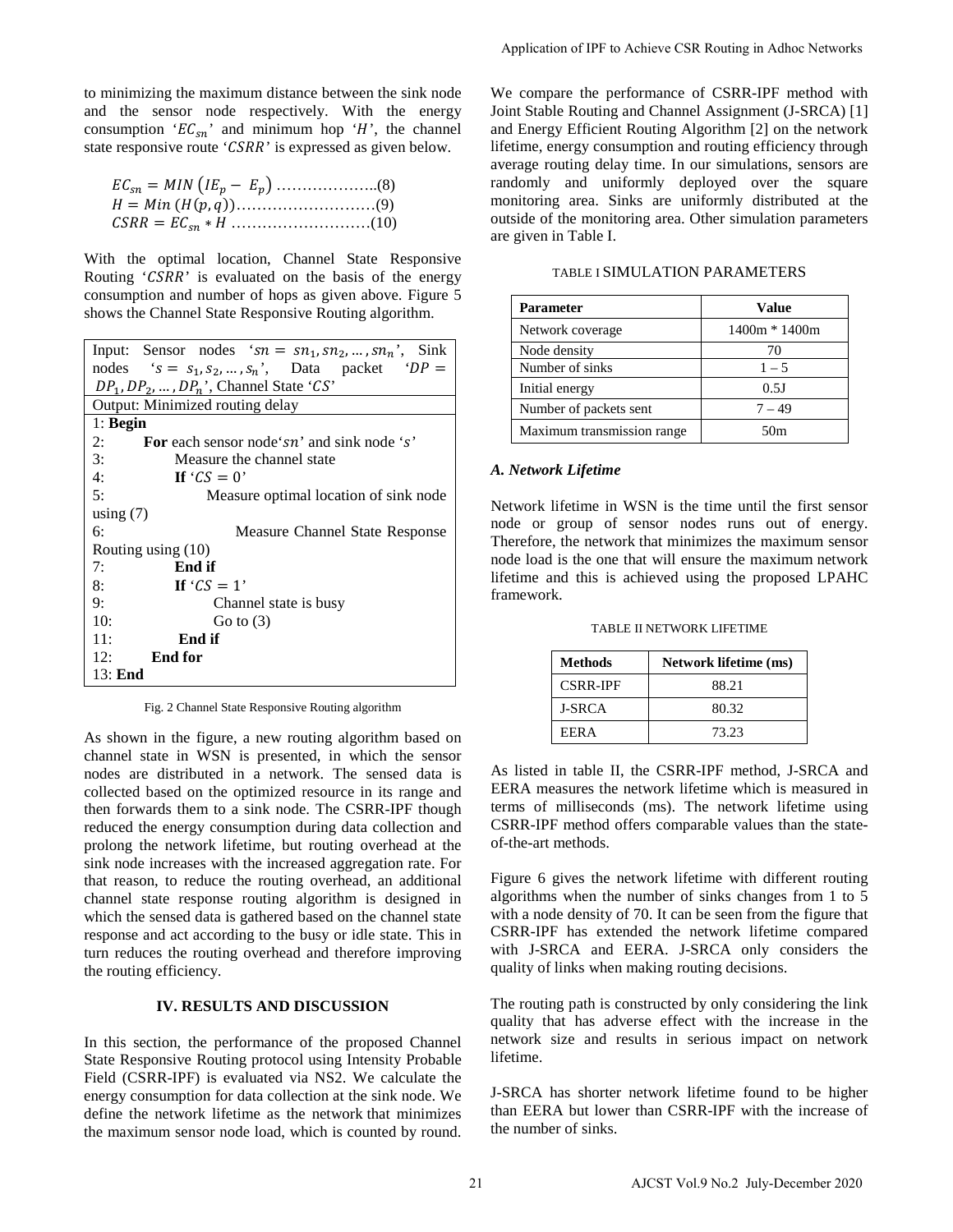to minimizing the maximum distance between the sink node and the sensor node respectively. With the energy consumption '$EC_{sn}$' and minimum hop '$H$', the channel state responsive route '$CSRR$' is expressed as given below.

$$EC_{sn} = MIN\left(IE_p - E_p\right) \ldots\ldots\ldots\ldots\ldots\ldots..(8)$$

$$H = Min\left(H(p,q)\right) \ldots\ldots\ldots\ldots\ldots\ldots\ldots\ldots(9)$$

$$CSRR = EC_{sn} * H \ldots\ldots\ldots\ldots\ldots\ldots\ldots\ldots(10)$$

With the optimal location, Channel State Responsive Routing '$CSRR$' is evaluated on the basis of the energy consumption and number of hops as given above. Figure 5 shows the Channel State Responsive Routing algorithm.

```
Input: Sensor nodes 'sn = sn_1, sn_2, ..., sn_n', Sink
nodes 's = s_1, s_2, ..., s_n', Data packet 'DP =
DP_1, DP_2, ..., DP_n', Channel State 'CS'
Output: Minimized routing delay
1: Begin
2:     For each sensor node 'sn' and sink node 's'
3:         Measure the channel state
4:         If 'CS = 0'
5:             Measure optimal location of sink node using (7)
6:             Measure Channel State Response Routing using (10)
7:         End if
8:         If 'CS = 1'
9:             Channel state is busy
10:            Go to (3)
11:        End if
12:    End for
13: End
```

Fig. 2 Channel State Responsive Routing algorithm

As shown in the figure, a new routing algorithm based on channel state in WSN is presented, in which the sensor nodes are distributed in a network. The sensed data is collected based on the optimized resource in its range and then forwards them to a sink node. The CSRR-IPF though reduced the energy consumption during data collection and prolong the network lifetime, but routing overhead at the sink node increases with the increased aggregation rate. For that reason, to reduce the routing overhead, an additional channel state response routing algorithm is designed in which the sensed data is gathered based on the channel state response and act according to the busy or idle state. This in turn reduces the routing overhead and therefore improving the routing efficiency.

## IV. RESULTS AND DISCUSSION

In this section, the performance of the proposed Channel State Responsive Routing protocol using Intensity Probable Field (CSRR-IPF) is evaluated via NS2. We calculate the energy consumption for data collection at the sink node. We define the network lifetime as the network that minimizes the maximum sensor node load, which is counted by round. We compare the performance of CSRR-IPF method with Joint Stable Routing and Channel Assignment (J-SRCA) [1] and Energy Efficient Routing Algorithm [2] on the network lifetime, energy consumption and routing efficiency through average routing delay time. In our simulations, sensors are randomly and uniformly deployed over the square monitoring area. Sinks are uniformly distributed at the outside of the monitoring area. Other simulation parameters are given in Table I.

TABLE I SIMULATION PARAMETERS

| Parameter | Value |
|---|---|
| Network coverage | 1400m * 1400m |
| Node density | 70 |
| Number of sinks | 1 – 5 |
| Initial energy | 0.5J |
| Number of packets sent | 7 – 49 |
| Maximum transmission range | 50m |

### A. Network Lifetime

Network lifetime in WSN is the time until the first sensor node or group of sensor nodes runs out of energy. Therefore, the network that minimizes the maximum sensor node load is the one that will ensure the maximum network lifetime and this is achieved using the proposed LPAHC framework.

TABLE II NETWORK LIFETIME

| Methods | Network lifetime (ms) |
|---|---|
| CSRR-IPF | 88.21 |
| J-SRCA | 80.32 |
| EERA | 73.23 |

As listed in table II, the CSRR-IPF method, J-SRCA and EERA measures the network lifetime which is measured in terms of milliseconds (ms). The network lifetime using CSRR-IPF method offers comparable values than the state-of-the-art methods.

Figure 6 gives the network lifetime with different routing algorithms when the number of sinks changes from 1 to 5 with a node density of 70. It can be seen from the figure that CSRR-IPF has extended the network lifetime compared with J-SRCA and EERA. J-SRCA only considers the quality of links when making routing decisions.

The routing path is constructed by only considering the link quality that has adverse effect with the increase in the network size and results in serious impact on network lifetime.

J-SRCA has shorter network lifetime found to be higher than EERA but lower than CSRR-IPF with the increase of the number of sinks.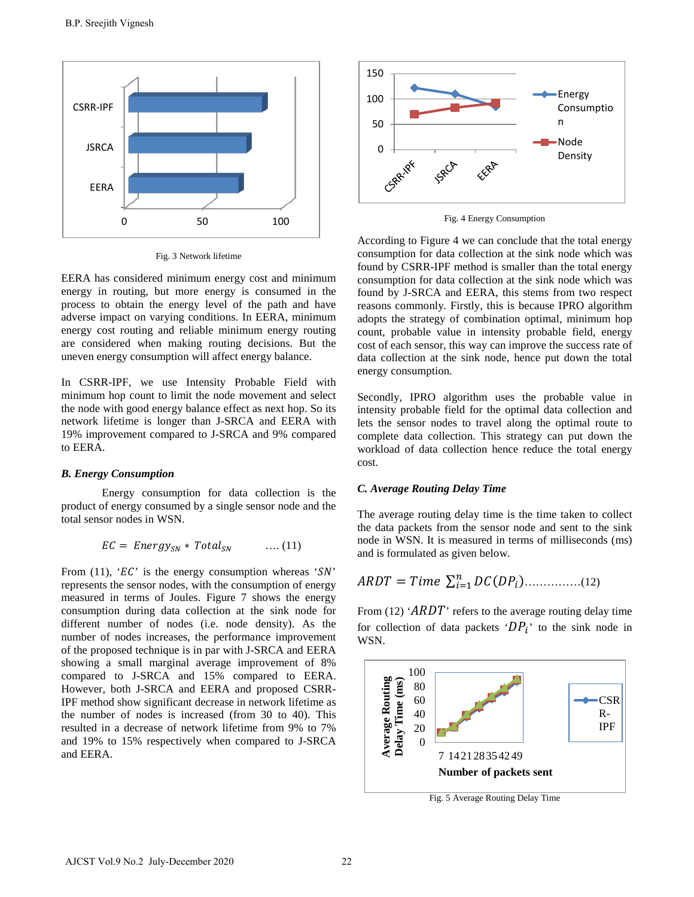Fig. 3 Network lifetime

EERA has considered minimum energy cost and minimum energy in routing, but more energy is consumed in the process to obtain the energy level of the path and have adverse impact on varying conditions. In EERA, minimum energy cost routing and reliable minimum energy routing are considered when making routing decisions. But the uneven energy consumption will affect energy balance.

In CSRR-IPF, we use Intensity Probable Field with minimum hop count to limit the node movement and select the node with good energy balance effect as next hop. So its network lifetime is longer than J-SRCA and EERA with 19% improvement compared to J-SRCA and 9% compared to EERA.

### *B. Energy Consumption*

Energy consumption for data collection is the product of energy consumed by a single sensor node and the total sensor nodes in WSN.

$$EC = Energy_{SN} * Total_{SN} \quad \text{.... (11)}$$

From (11), '$EC$' is the energy consumption whereas '$SN$' represents the sensor nodes, with the consumption of energy measured in terms of Joules. Figure 7 shows the energy consumption during data collection at the sink node for different number of nodes (i.e. node density). As the number of nodes increases, the performance improvement of the proposed technique is in par with J-SRCA and EERA showing a small marginal average improvement of 8% compared to J-SRCA and 15% compared to EERA. However, both J-SRCA and EERA and proposed CSRR-IPF method show significant decrease in network lifetime as the number of nodes is increased (from 30 to 40). This resulted in a decrease of network lifetime from 9% to 7% and 19% to 15% respectively when compared to J-SRCA and EERA.

Fig. 4 Energy Consumption

According to Figure 4 we can conclude that the total energy consumption for data collection at the sink node which was found by CSRR-IPF method is smaller than the total energy consumption for data collection at the sink node which was found by J-SRCA and EERA, this stems from two respect reasons commonly. Firstly, this is because IPRO algorithm adopts the strategy of combination optimal, minimum hop count, probable value in intensity probable field, energy cost of each sensor, this way can improve the success rate of data collection at the sink node, hence put down the total energy consumption.

Secondly, IPRO algorithm uses the probable value in intensity probable field for the optimal data collection and lets the sensor nodes to travel along the optimal route to complete data collection. This strategy can put down the workload of data collection hence reduce the total energy cost.

### *C. Average Routing Delay Time*

The average routing delay time is the time taken to collect the data packets from the sensor node and sent to the sink node in WSN. It is measured in terms of milliseconds (ms) and is formulated as given below.

$$ARDT = Time \sum_{i=1}^{n} DC(DP_i) \text{...............(12)}$$

From (12) '$ARDT$' refers to the average routing delay time for collection of data packets '$DP_i$' to the sink node in WSN.

Fig. 5 Average Routing Delay Time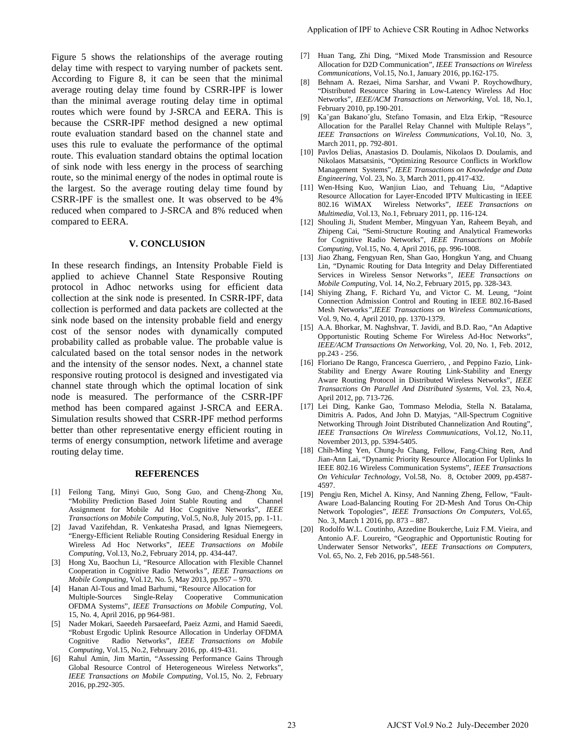Figure 5 shows the relationships of the average routing delay time with respect to varying number of packets sent. According to Figure 8, it can be seen that the minimal average routing delay time found by CSRR-IPF is lower than the minimal average routing delay time in optimal routes which were found by J-SRCA and EERA. This is because the CSRR-IPF method designed a new optimal route evaluation standard based on the channel state and uses this rule to evaluate the performance of the optimal route. This evaluation standard obtains the optimal location of sink node with less energy in the process of searching route, so the minimal energy of the nodes in optimal route is the largest. So the average routing delay time found by CSRR-IPF is the smallest one. It was observed to be 4% reduced when compared to J-SRCA and 8% reduced when compared to EERA.

## V. CONCLUSION

In these research findings, an Intensity Probable Field is applied to achieve Channel State Responsive Routing protocol in Adhoc networks using for efficient data collection at the sink node is presented. In CSRR-IPF, data collection is performed and data packets are collected at the sink node based on the intensity probable field and energy cost of the sensor nodes with dynamically computed probability called as probable value. The probable value is calculated based on the total sensor nodes in the network and the intensity of the sensor nodes. Next, a channel state responsive routing protocol is designed and investigated via channel state through which the optimal location of sink node is measured. The performance of the CSRR-IPF method has been compared against J-SRCA and EERA. Simulation results showed that CSRR-IPF method performs better than other representative energy efficient routing in terms of energy consumption, network lifetime and average routing delay time.

## REFERENCES

[1] Feilong Tang, Minyi Guo, Song Guo, and Cheng-Zhong Xu, "Mobility Prediction Based Joint Stable Routing and Channel Assignment for Mobile Ad Hoc Cognitive Networks", *IEEE Transactions on Mobile Computing*, Vol.5, No.8, July 2015, pp. 1-11.

[2] Javad Vazifehdan, R. Venkatesha Prasad, and Ignas Niemegeers, "Energy-Efficient Reliable Routing Considering Residual Energy in Wireless Ad Hoc Networks", *IEEE Transactions on Mobile Computing*, Vol.13, No.2, February 2014, pp. 434-447.

[3] Hong Xu, Baochun Li, "Resource Allocation with Flexible Channel Cooperation in Cognitive Radio Networks", *IEEE Transactions on Mobile Computing*, Vol.12, No. 5, May 2013, pp.957 – 970.

[4] Hanan Al-Tous and Imad Barhumi, "Resource Allocation for Multiple-Sources Single-Relay Cooperative Communication OFDMA Systems", *IEEE Transactions on Mobile Computing*, Vol. 15, No. 4, April 2016, pp 964-981.

[5] Nader Mokari, Saeedeh Parsaeefard, Paeiz Azmi, and Hamid Saeedi, "Robust Ergodic Uplink Resource Allocation in Underlay OFDMA Cognitive Radio Networks", *IEEE Transactions on Mobile Computing*, Vol.15, No.2, February 2016, pp. 419-431.

[6] Rahul Amin, Jim Martin, "Assessing Performance Gains Through Global Resource Control of Heterogeneous Wireless Networks", *IEEE Transactions on Mobile Computing*, Vol.15, No. 2, February 2016, pp.292-305.

[7] Huan Tang, Zhi Ding, "Mixed Mode Transmission and Resource Allocation for D2D Communication", *IEEE Transactions on Wireless Communications*, Vol.15, No.1, January 2016, pp.162-175.

[8] Behnam A. Rezaei, Nima Sarshar, and Vwani P. Roychowdhury, "Distributed Resource Sharing in Low-Latency Wireless Ad Hoc Networks", *IEEE/ACM Transactions on Networking*, Vol. 18, No.1, February 2010, pp.190-201.

[9] Ka˘gan Bakano˘glu, Stefano Tomasin, and Elza Erkip, "Resource Allocation for the Parallel Relay Channel with Multiple Relays", *IEEE Transactions on Wireless Communications*, Vol.10, No. 3, March 2011, pp. 792-801.

[10] Pavlos Delias, Anastasios D. Doulamis, Nikolaos D. Doulamis, and Nikolaos Matsatsinis, "Optimizing Resource Conflicts in Workflow Management Systems", *IEEE Transactions on Knowledge and Data Engineering*, Vol. 23, No. 3, March 2011, pp.417-432.

[11] Wen-Hsing Kuo, Wanjiun Liao, and Tehuang Liu, "Adaptive Resource Allocation for Layer-Encoded IPTV Multicasting in IEEE 802.16 WiMAX Wireless Networks", *IEEE Transactions on Multimedia*, Vol.13, No.1, February 2011, pp. 116-124.

[12] Shouling Ji, Student Member, Mingyuan Yan, Raheem Beyah, and Zhipeng Cai, "Semi-Structure Routing and Analytical Frameworks for Cognitive Radio Networks", *IEEE Transactions on Mobile Computing*, Vol.15, No. 4, April 2016, pp. 996-1008.

[13] Jiao Zhang, Fengyuan Ren, Shan Gao, Hongkun Yang, and Chuang Lin, "Dynamic Routing for Data Integrity and Delay Differentiated Services in Wireless Sensor Networks", *IEEE Transactions on Mobile Computing*, Vol. 14, No.2, February 2015, pp. 328-343.

[14] Shiying Zhang, F. Richard Yu, and Victor C. M. Leung, "Joint Connection Admission Control and Routing in IEEE 802.16-Based Mesh Networks",*IEEE Transactions on Wireless Communications*, Vol. 9, No. 4, April 2010, pp. 1370-1379.

[15] A.A. Bhorkar, M. Naghshvar, T. Javidi, and B.D. Rao, "An Adaptive Opportunistic Routing Scheme For Wireless Ad-Hoc Networks", *IEEE/ACM Transactions On Networking*, Vol. 20, No. 1, Feb. 2012, pp.243 - 256.

[16] Floriano De Rango, Francesca Guerriero, , and Peppino Fazio, Link-Stability and Energy Aware Routing Link-Stability and Energy Aware Routing Protocol in Distributed Wireless Networks", *IEEE Transactions On Parallel And Distributed Systems*, Vol. 23, No.4, April 2012, pp. 713-726.

[17] Lei Ding, Kanke Gao, Tommaso Melodia, Stella N. Batalama, Dimitris A. Pados, And John D. Matyjas, "All-Spectrum Cognitive Networking Through Joint Distributed Channelization And Routing", *IEEE Transactions On Wireless Communications*, Vol.12, No.11, November 2013, pp. 5394-5405.

[18] Chih-Ming Yen, Chung-Ju Chang, Fellow, Fang-Ching Ren, And Jian-Ann Lai, "Dynamic Priority Resource Allocation For Uplinks In IEEE 802.16 Wireless Communication Systems", *IEEE Transactions On Vehicular Technology*, Vol.58, No. 8, October 2009, pp.4587-4597.

[19] Pengju Ren, Michel A. Kinsy, And Nanning Zheng, Fellow, "Fault-Aware Load-Balancing Routing For 2D-Mesh And Torus On-Chip Network Topologies", *IEEE Transactions On Computers*, Vol.65, No. 3, March 1 2016, pp. 873 – 887.

[20] Rodolfo W.L. Coutinho, Azzedine Boukerche, Luiz F.M. Vieira, and Antonio A.F. Loureiro, "Geographic and Opportunistic Routing for Underwater Sensor Networks", *IEEE Transactions on Computers*, Vol. 65, No. 2, Feb 2016, pp.548-561.